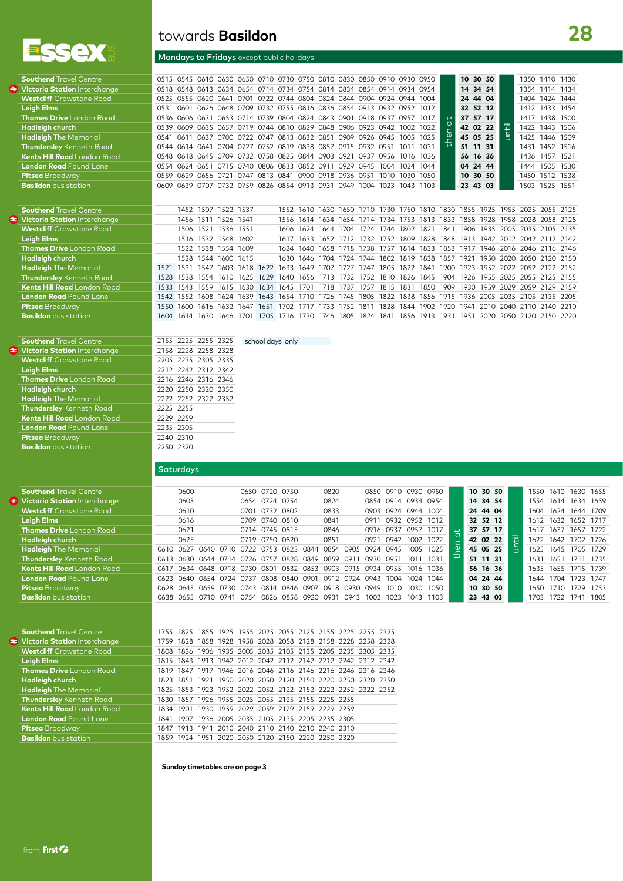# towards **Basildon** — 28

## Mondays to Fridays except public holidays

| Stop | | | | | | | | | | | | | | | | | | | | | | |
|---|---|---|---|---|---|---|---|---|---|---|---|---|---|---|---|---|---|---|---|---|---|---|
| **Southend** Travel Centre | 0515 | 0545 | 0610 | 0630 | 0650 | 0710 | 0730 | 0750 | 0810 | 0830 | 0850 | 0910 | 0930 | 0950 | then at | **10** | **30** | **50** | until | 1350 | 1410 | 1430 |
| **Victoria Station** Interchange | 0518 | 0548 | 0613 | 0634 | 0654 | 0714 | 0734 | 0754 | 0814 | 0834 | 0854 | 0914 | 0934 | 0954 | | **14** | **34** | **54** | | 1354 | 1414 | 1434 |
| **Westcliff** Crowstone Road | 0525 | 0555 | 0620 | 0641 | 0701 | 0722 | 0744 | 0804 | 0824 | 0844 | 0904 | 0924 | 0944 | 1004 | | **24** | **44** | **04** | | 1404 | 1424 | 1444 |
| **Leigh Elms** | 0531 | 0601 | 0626 | 0648 | 0709 | 0732 | 0755 | 0816 | 0836 | 0854 | 0913 | 0932 | 0952 | 1012 | | **32** | **52** | **12** | | 1412 | 1433 | 1454 |
| **Thames Drive** London Road | 0536 | 0606 | 0631 | 0653 | 0714 | 0739 | 0804 | 0824 | 0843 | 0901 | 0918 | 0937 | 0957 | 1017 | | **37** | **57** | **17** | | 1417 | 1438 | 1500 |
| **Hadleigh church** | 0539 | 0609 | 0635 | 0657 | 0719 | 0744 | 0810 | 0829 | 0848 | 0906 | 0923 | 0942 | 1002 | 1022 | | **42** | **02** | **22** | | 1422 | 1443 | 1506 |
| **Hadleigh** The Memorial | 0541 | 0611 | 0637 | 0700 | 0722 | 0747 | 0813 | 0832 | 0851 | 0909 | 0926 | 0945 | 1005 | 1025 | | **45** | **05** | **25** | | 1425 | 1446 | 1509 |
| **Thundersley** Kenneth Road | 0544 | 0614 | 0641 | 0704 | 0727 | 0752 | 0819 | 0838 | 0857 | 0915 | 0932 | 0951 | 1011 | 1031 | | **51** | **11** | **31** | | 1431 | 1452 | 1516 |
| **Kents Hill Road** London Road | 0548 | 0618 | 0645 | 0709 | 0732 | 0758 | 0825 | 0844 | 0903 | 0921 | 0937 | 0956 | 1016 | 1036 | | **56** | **16** | **36** | | 1436 | 1457 | 1521 |
| **London Road** Pound Lane | 0554 | 0624 | 0651 | 0715 | 0740 | 0806 | 0833 | 0852 | 0911 | 0929 | 0945 | 1004 | 1024 | 1044 | | **04** | **24** | **44** | | 1444 | 1505 | 1530 |
| **Pitsea** Broadway | 0559 | 0629 | 0656 | 0721 | 0747 | 0813 | 0841 | 0900 | 0918 | 0936 | 0951 | 1010 | 1030 | 1050 | | **10** | **30** | **50** | | 1450 | 1512 | 1538 |
| **Basildon** bus station | 0609 | 0639 | 0707 | 0732 | 0759 | 0826 | 0854 | 0913 | 0931 | 0949 | 1004 | 1023 | 1043 | 1103 | | **23** | **43** | **03** | | 1503 | 1525 | 1551 |

| Stop | school days only | | | | | school days only | | | | | | | | | | | | | | | |
|---|---|---|---|---|---|---|---|---|---|---|---|---|---|---|---|---|---|---|---|---|---|
| **Southend** Travel Centre | | 1452 | 1507 | 1522 | 1537 | | 1552 | 1610 | 1630 | 1650 | 1710 | 1730 | 1750 | 1810 | 1830 | 1855 | 1925 | 1955 | 2025 | 2055 | 2125 |
| **Victoria Station** Interchange | | 1456 | 1511 | 1526 | 1541 | | 1556 | 1614 | 1634 | 1654 | 1714 | 1734 | 1753 | 1813 | 1833 | 1858 | 1928 | 1958 | 2028 | 2058 | 2128 |
| **Westcliff** Crowstone Road | | 1506 | 1521 | 1536 | 1551 | | 1606 | 1624 | 1644 | 1704 | 1724 | 1744 | 1802 | 1821 | 1841 | 1906 | 1935 | 2005 | 2035 | 2105 | 2135 |
| **Leigh Elms** | | 1516 | 1532 | 1548 | 1602 | | 1617 | 1633 | 1652 | 1712 | 1732 | 1752 | 1809 | 1828 | 1848 | 1913 | 1942 | 2012 | 2042 | 2112 | 2142 |
| **Thames Drive** London Road | | 1522 | 1538 | 1554 | 1609 | | 1624 | 1640 | 1658 | 1718 | 1738 | 1757 | 1814 | 1833 | 1853 | 1917 | 1946 | 2016 | 2046 | 2116 | 2146 |
| **Hadleigh church** | | 1528 | 1544 | 1600 | 1615 | | 1630 | 1646 | 1704 | 1724 | 1744 | 1802 | 1819 | 1838 | 1857 | 1921 | 1950 | 2020 | 2050 | 2120 | 2150 |
| **Hadleigh** The Memorial | 1521 | 1531 | 1547 | 1603 | 1618 | 1622 | 1633 | 1649 | 1707 | 1727 | 1747 | 1805 | 1822 | 1841 | 1900 | 1923 | 1952 | 2022 | 2052 | 2122 | 2152 |
| **Thundersley** Kenneth Road | 1528 | 1538 | 1554 | 1610 | 1625 | 1629 | 1640 | 1656 | 1713 | 1732 | 1752 | 1810 | 1826 | 1845 | 1904 | 1926 | 1955 | 2025 | 2055 | 2125 | 2155 |
| **Kents Hill Road** London Road | 1533 | 1543 | 1559 | 1615 | 1630 | 1634 | 1645 | 1701 | 1718 | 1737 | 1757 | 1815 | 1831 | 1850 | 1909 | 1930 | 1959 | 2029 | 2059 | 2129 | 2159 |
| **London Road** Pound Lane | 1542 | 1552 | 1608 | 1624 | 1639 | 1643 | 1654 | 1710 | 1726 | 1745 | 1805 | 1822 | 1838 | 1856 | 1915 | 1936 | 2005 | 2035 | 2105 | 2135 | 2205 |
| **Pitsea** Broadway | 1550 | 1600 | 1616 | 1632 | 1647 | 1651 | 1702 | 1717 | 1733 | 1752 | 1811 | 1828 | 1844 | 1902 | 1920 | 1941 | 2010 | 2040 | 2110 | 2140 | 2210 |
| **Basildon** bus station | 1604 | 1614 | 1630 | 1646 | 1701 | 1705 | 1716 | 1730 | 1746 | 1805 | 1824 | 1841 | 1856 | 1913 | 1931 | 1951 | 2020 | 2050 | 2120 | 2150 | 2220 |

| Stop | | | | |
|---|---|---|---|---|
| **Southend** Travel Centre | 2155 | 2225 | 2255 | 2325 |
| **Victoria Station** Interchange | 2158 | 2228 | 2258 | 2328 |
| **Westcliff** Crowstone Road | 2205 | 2235 | 2305 | 2335 |
| **Leigh Elms** | 2212 | 2242 | 2312 | 2342 |
| **Thames Drive** London Road | 2216 | 2246 | 2316 | 2346 |
| **Hadleigh church** | 2220 | 2250 | 2320 | 2350 |
| **Hadleigh** The Memorial | 2222 | 2252 | 2322 | 2352 |
| **Thundersley** Kenneth Road | 2225 | 2255 | | |
| **Kents Hill Road** London Road | 2229 | 2259 | | |
| **London Road** Pound Lane | 2235 | 2305 | | |
| **Pitsea** Broadway | 2240 | 2310 | | |
| **Basildon** bus station | 2250 | 2320 | | |

school days only

## Saturdays

| Stop | | | | | | | | | | | | | | | | | | | | | | | |
|---|---|---|---|---|---|---|---|---|---|---|---|---|---|---|---|---|---|---|---|---|---|---|---|
| **Southend** Travel Centre | | 0600 | | | 0650 | 0720 | 0750 | | 0820 | | 0850 | 0910 | 0930 | 0950 | then at | **10** | **30** | **50** | until | 1550 | 1610 | 1630 | 1655 |
| **Victoria Station** Interchange | | 0603 | | | 0654 | 0724 | 0754 | | 0824 | | 0854 | 0914 | 0934 | 0954 | | **14** | **34** | **54** | | 1554 | 1614 | 1634 | 1659 |
| **Westcliff** Crowstone Road | | 0610 | | | 0701 | 0732 | 0802 | | 0833 | | 0903 | 0924 | 0944 | 1004 | | **24** | **44** | **04** | | 1604 | 1624 | 1644 | 1709 |
| **Leigh Elms** | | 0616 | | | 0709 | 0740 | 0810 | | 0841 | | 0911 | 0932 | 0952 | 1012 | | **32** | **52** | **12** | | 1612 | 1632 | 1652 | 1717 |
| **Thames Drive** London Road | | 0621 | | | 0714 | 0745 | 0815 | | 0846 | | 0916 | 0937 | 0957 | 1017 | | **37** | **57** | **17** | | 1617 | 1637 | 1657 | 1722 |
| **Hadleigh church** | | 0625 | | | 0719 | 0750 | 0820 | | 0851 | | 0921 | 0942 | 1002 | 1022 | | **42** | **02** | **22** | | 1622 | 1642 | 1702 | 1726 |
| **Hadleigh** The Memorial | 0610 | 0627 | 0640 | 0710 | 0722 | 0753 | 0823 | 0844 | 0854 | 0905 | 0924 | 0945 | 1005 | 1025 | | **45** | **05** | **25** | | 1625 | 1645 | 1705 | 1729 |
| **Thundersley** Kenneth Road | 0613 | 0630 | 0644 | 0714 | 0726 | 0757 | 0828 | 0849 | 0859 | 0911 | 0930 | 0951 | 1011 | 1031 | | **51** | **11** | **31** | | 1631 | 1651 | 1711 | 1735 |
| **Kents Hill Road** London Road | 0617 | 0634 | 0648 | 0718 | 0730 | 0801 | 0832 | 0853 | 0903 | 0915 | 0934 | 0955 | 1016 | 1036 | | **56** | **16** | **36** | | 1635 | 1655 | 1715 | 1739 |
| **London Road** Pound Lane | 0623 | 0640 | 0654 | 0724 | 0737 | 0808 | 0840 | 0901 | 0912 | 0924 | 0943 | 1004 | 1024 | 1044 | | **04** | **24** | **44** | | 1644 | 1704 | 1723 | 1747 |
| **Pitsea** Broadway | 0628 | 0645 | 0659 | 0730 | 0743 | 0814 | 0846 | 0907 | 0918 | 0930 | 0949 | 1010 | 1030 | 1050 | | **10** | **30** | **50** | | 1650 | 1710 | 1729 | 1753 |
| **Basildon** bus station | 0638 | 0655 | 0710 | 0741 | 0754 | 0826 | 0858 | 0920 | 0931 | 0943 | 1002 | 1023 | 1043 | 1103 | | **23** | **43** | **03** | | 1703 | 1722 | 1741 | 1805 |

| Stop | | | | | | | | | | | | |
|---|---|---|---|---|---|---|---|---|---|---|---|---|
| **Southend** Travel Centre | 1755 | 1825 | 1855 | 1925 | 1955 | 2025 | 2055 | 2125 | 2155 | 2225 | 2255 | 2325 |
| **Victoria Station** Interchange | 1759 | 1828 | 1858 | 1928 | 1958 | 2028 | 2058 | 2128 | 2158 | 2228 | 2258 | 2328 |
| **Westcliff** Crowstone Road | 1808 | 1836 | 1906 | 1935 | 2005 | 2035 | 2105 | 2135 | 2205 | 2235 | 2305 | 2335 |
| **Leigh Elms** | 1815 | 1843 | 1913 | 1942 | 2012 | 2042 | 2112 | 2142 | 2212 | 2242 | 2312 | 2342 |
| **Thames Drive** London Road | 1819 | 1847 | 1917 | 1946 | 2016 | 2046 | 2116 | 2146 | 2216 | 2246 | 2316 | 2346 |
| **Hadleigh church** | 1823 | 1851 | 1921 | 1950 | 2020 | 2050 | 2120 | 2150 | 2220 | 2250 | 2320 | 2350 |
| **Hadleigh** The Memorial | 1825 | 1853 | 1923 | 1952 | 2022 | 2052 | 2122 | 2152 | 2222 | 2252 | 2322 | 2352 |
| **Thundersley** Kenneth Road | 1830 | 1857 | 1926 | 1955 | 2025 | 2055 | 2125 | 2155 | 2225 | 2255 | | |
| **Kents Hill Road** London Road | 1834 | 1901 | 1930 | 1959 | 2029 | 2059 | 2129 | 2159 | 2229 | 2259 | | |
| **London Road** Pound Lane | 1841 | 1907 | 1936 | 2005 | 2035 | 2105 | 2135 | 2205 | 2235 | 2305 | | |
| **Pitsea** Broadway | 1847 | 1913 | 1941 | 2010 | 2040 | 2110 | 2140 | 2210 | 2240 | 2310 | | |
| **Basildon** bus station | 1859 | 1924 | 1951 | 2020 | 2050 | 2120 | 2150 | 2220 | 2250 | 2320 | | |

**Sunday timetables are on page 3**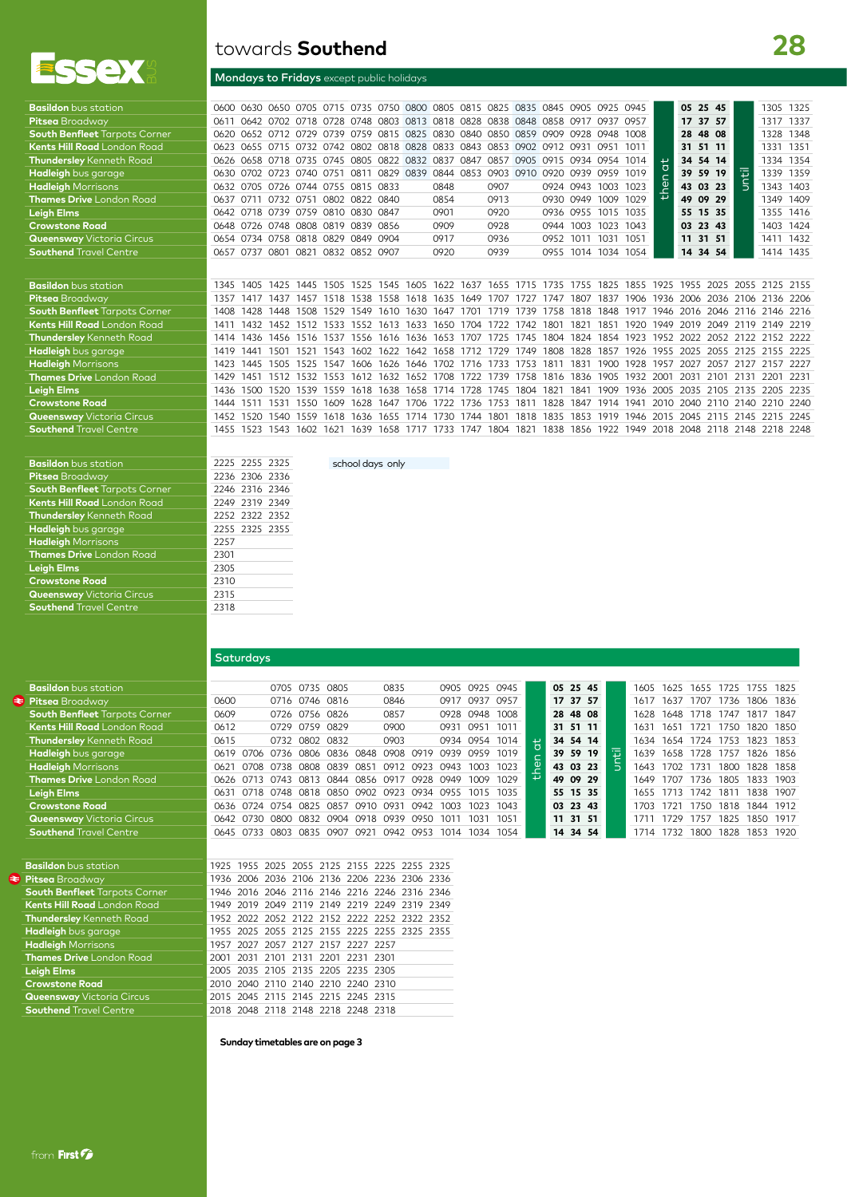# towards **Southend**

## 28

### **Mondays to Fridays** except public holidays

| Stop | | | | | | | | school days only | | | | school days only | | | | | then at | | | | until | | |
|---|---|---|---|---|---|---|---|---|---|---|---|---|---|---|---|---|---|---|---|---|---|---|---|
| **Basildon** bus station | 0600 | 0630 | 0650 | 0705 | 0715 | 0735 | 0750 | 0800 | 0805 | 0815 | 0825 | 0835 | 0845 | 0905 | 0925 | 0945 | | **05** | **25** | **45** | | 1305 | 1325 |
| **Pitsea** Broadway | 0611 | 0642 | 0702 | 0718 | 0728 | 0748 | 0803 | 0813 | 0818 | 0828 | 0838 | 0848 | 0858 | 0917 | 0937 | 0957 | | **17** | **37** | **57** | | 1317 | 1337 |
| **South Benfleet** Tarpots Corner | 0620 | 0652 | 0712 | 0729 | 0739 | 0759 | 0815 | 0825 | 0830 | 0840 | 0850 | 0859 | 0909 | 0928 | 0948 | 1008 | | **28** | **48** | **08** | | 1328 | 1348 |
| **Kents Hill Road** London Road | 0623 | 0655 | 0715 | 0732 | 0742 | 0802 | 0818 | 0828 | 0833 | 0843 | 0853 | 0902 | 0912 | 0931 | 0951 | 1011 | | **31** | **51** | **11** | | 1331 | 1351 |
| **Thundersley** Kenneth Road | 0626 | 0658 | 0718 | 0735 | 0745 | 0805 | 0822 | 0832 | 0837 | 0847 | 0857 | 0905 | 0915 | 0934 | 0954 | 1014 | | **34** | **54** | **14** | | 1334 | 1354 |
| **Hadleigh** bus garage | 0630 | 0702 | 0723 | 0740 | 0751 | 0811 | 0829 | 0839 | 0844 | 0853 | 0903 | 0910 | 0920 | 0939 | 0959 | 1019 | | **39** | **59** | **19** | | 1339 | 1359 |
| **Hadleigh** Morrisons | 0632 | 0705 | 0726 | 0744 | 0755 | 0815 | 0833 | | 0848 | | 0907 | | 0924 | 0943 | 1003 | 1023 | | **43** | **03** | **23** | | 1343 | 1403 |
| **Thames Drive** London Road | 0637 | 0711 | 0732 | 0751 | 0802 | 0822 | 0840 | | 0854 | | 0913 | | 0930 | 0949 | 1009 | 1029 | | **49** | **09** | **29** | | 1349 | 1409 |
| **Leigh Elms** | 0642 | 0718 | 0739 | 0759 | 0810 | 0830 | 0847 | | 0901 | | 0920 | | 0936 | 0955 | 1015 | 1035 | | **55** | **15** | **35** | | 1355 | 1416 |
| **Crowstone Road** | 0648 | 0726 | 0748 | 0808 | 0819 | 0839 | 0856 | | 0909 | | 0928 | | 0944 | 1003 | 1023 | 1043 | | **03** | **23** | **43** | | 1403 | 1424 |
| **Queensway** Victoria Circus | 0654 | 0734 | 0758 | 0818 | 0829 | 0849 | 0904 | | 0917 | | 0936 | | 0952 | 1011 | 1031 | 1051 | | **11** | **31** | **51** | | 1411 | 1432 |
| **Southend** Travel Centre | 0657 | 0737 | 0801 | 0821 | 0832 | 0852 | 0907 | | 0920 | | 0939 | | 0955 | 1014 | 1034 | 1054 | | **14** | **34** | **54** | | 1414 | 1435 |

| Stop | | | | | | | | | | | | | | | | | | | | | | |
|---|---|---|---|---|---|---|---|---|---|---|---|---|---|---|---|---|---|---|---|---|---|---|
| **Basildon** bus station | 1345 | 1405 | 1425 | 1445 | 1505 | 1525 | 1545 | 1605 | 1622 | 1637 | 1655 | 1715 | 1735 | 1755 | 1825 | 1855 | 1925 | 1955 | 2025 | 2055 | 2125 | 2155 |
| **Pitsea** Broadway | 1357 | 1417 | 1437 | 1457 | 1518 | 1538 | 1558 | 1618 | 1635 | 1649 | 1707 | 1727 | 1747 | 1807 | 1837 | 1906 | 1936 | 2006 | 2036 | 2106 | 2136 | 2206 |
| **South Benfleet** Tarpots Corner | 1408 | 1428 | 1448 | 1508 | 1529 | 1549 | 1610 | 1630 | 1647 | 1701 | 1719 | 1739 | 1758 | 1818 | 1848 | 1917 | 1946 | 2016 | 2046 | 2116 | 2146 | 2216 |
| **Kents Hill Road** London Road | 1411 | 1432 | 1452 | 1512 | 1533 | 1552 | 1613 | 1633 | 1650 | 1704 | 1722 | 1742 | 1801 | 1821 | 1851 | 1920 | 1949 | 2019 | 2049 | 2119 | 2149 | 2219 |
| **Thundersley** Kenneth Road | 1414 | 1436 | 1456 | 1516 | 1537 | 1556 | 1616 | 1636 | 1653 | 1707 | 1725 | 1745 | 1804 | 1824 | 1854 | 1923 | 1952 | 2022 | 2052 | 2122 | 2152 | 2222 |
| **Hadleigh** bus garage | 1419 | 1441 | 1501 | 1521 | 1543 | 1602 | 1622 | 1642 | 1658 | 1712 | 1729 | 1749 | 1808 | 1828 | 1857 | 1926 | 1955 | 2025 | 2055 | 2125 | 2155 | 2225 |
| **Hadleigh** Morrisons | 1423 | 1445 | 1505 | 1525 | 1547 | 1606 | 1626 | 1646 | 1702 | 1716 | 1733 | 1753 | 1811 | 1831 | 1900 | 1928 | 1957 | 2027 | 2057 | 2127 | 2157 | 2227 |
| **Thames Drive** London Road | 1429 | 1451 | 1512 | 1532 | 1553 | 1612 | 1632 | 1652 | 1708 | 1722 | 1739 | 1758 | 1816 | 1836 | 1905 | 1932 | 2001 | 2031 | 2101 | 2131 | 2201 | 2231 |
| **Leigh Elms** | 1436 | 1500 | 1520 | 1539 | 1559 | 1618 | 1638 | 1658 | 1714 | 1728 | 1745 | 1804 | 1821 | 1841 | 1909 | 1936 | 2005 | 2035 | 2105 | 2135 | 2205 | 2235 |
| **Crowstone Road** | 1444 | 1511 | 1531 | 1550 | 1609 | 1628 | 1647 | 1706 | 1722 | 1736 | 1753 | 1811 | 1828 | 1847 | 1914 | 1941 | 2010 | 2040 | 2110 | 2140 | 2210 | 2240 |
| **Queensway** Victoria Circus | 1452 | 1520 | 1540 | 1559 | 1618 | 1636 | 1655 | 1714 | 1730 | 1744 | 1801 | 1818 | 1835 | 1853 | 1919 | 1946 | 2015 | 2045 | 2115 | 2145 | 2215 | 2245 |
| **Southend** Travel Centre | 1455 | 1523 | 1543 | 1602 | 1621 | 1639 | 1658 | 1717 | 1733 | 1747 | 1804 | 1821 | 1838 | 1856 | 1922 | 1949 | 2018 | 2048 | 2118 | 2148 | 2218 | 2248 |

| Stop | | | |
|---|---|---|---|
| **Basildon** bus station | 2225 | 2255 | 2325 |
| **Pitsea** Broadway | 2236 | 2306 | 2336 |
| **South Benfleet** Tarpots Corner | 2246 | 2316 | 2346 |
| **Kents Hill Road** London Road | 2249 | 2319 | 2349 |
| **Thundersley** Kenneth Road | 2252 | 2322 | 2352 |
| **Hadleigh** bus garage | 2255 | 2325 | 2355 |
| **Hadleigh** Morrisons | 2257 | | |
| **Thames Drive** London Road | 2301 | | |
| **Leigh Elms** | 2305 | | |
| **Crowstone Road** | 2310 | | |
| **Queensway** Victoria Circus | 2315 | | |
| **Southend** Travel Centre | 2318 | | |

school days only

### Saturdays

| Stop | | | | | | | | | | | | then at | | | | until | | | | | | |
|---|---|---|---|---|---|---|---|---|---|---|---|---|---|---|---|---|---|---|---|---|---|---|
| **Basildon** bus station | | | 0705 | 0735 | 0805 | | 0835 | | 0905 | 0925 | 0945 | | **05** | **25** | **45** | | 1605 | 1625 | 1655 | 1725 | 1755 | 1825 |
| **Pitsea** Broadway | 0600 | | 0716 | 0746 | 0816 | | 0846 | | 0917 | 0937 | 0957 | | **17** | **37** | **57** | | 1617 | 1637 | 1707 | 1736 | 1806 | 1836 |
| **South Benfleet** Tarpots Corner | 0609 | | 0726 | 0756 | 0826 | | 0857 | | 0928 | 0948 | 1008 | | **28** | **48** | **08** | | 1628 | 1648 | 1718 | 1747 | 1817 | 1847 |
| **Kents Hill Road** London Road | 0612 | | 0729 | 0759 | 0829 | | 0900 | | 0931 | 0951 | 1011 | | **31** | **51** | **11** | | 1631 | 1651 | 1721 | 1750 | 1820 | 1850 |
| **Thundersley** Kenneth Road | 0615 | | 0732 | 0802 | 0832 | | 0903 | | 0934 | 0954 | 1014 | | **34** | **54** | **14** | | 1634 | 1654 | 1724 | 1753 | 1823 | 1853 |
| **Hadleigh** bus garage | 0619 | 0706 | 0736 | 0806 | 0836 | 0848 | 0908 | 0919 | 0939 | 0959 | 1019 | | **39** | **59** | **19** | | 1639 | 1658 | 1728 | 1757 | 1826 | 1856 |
| **Hadleigh** Morrisons | 0621 | 0708 | 0738 | 0808 | 0839 | 0851 | 0912 | 0923 | 0943 | 1003 | 1023 | | **43** | **03** | **23** | | 1643 | 1702 | 1731 | 1800 | 1828 | 1858 |
| **Thames Drive** London Road | 0626 | 0713 | 0743 | 0813 | 0844 | 0856 | 0917 | 0928 | 0949 | 1009 | 1029 | | **49** | **09** | **29** | | 1649 | 1707 | 1736 | 1805 | 1833 | 1903 |
| **Leigh Elms** | 0631 | 0718 | 0748 | 0818 | 0850 | 0902 | 0923 | 0934 | 0955 | 1015 | 1035 | | **55** | **15** | **35** | | 1655 | 1713 | 1742 | 1811 | 1838 | 1907 |
| **Crowstone Road** | 0636 | 0724 | 0754 | 0825 | 0857 | 0910 | 0931 | 0942 | 1003 | 1023 | 1043 | | **03** | **23** | **43** | | 1703 | 1721 | 1750 | 1818 | 1844 | 1912 |
| **Queensway** Victoria Circus | 0642 | 0730 | 0800 | 0832 | 0904 | 0918 | 0939 | 0950 | 1011 | 1031 | 1051 | | **11** | **31** | **51** | | 1711 | 1729 | 1757 | 1825 | 1850 | 1917 |
| **Southend** Travel Centre | 0645 | 0733 | 0803 | 0835 | 0907 | 0921 | 0942 | 0953 | 1014 | 1034 | 1054 | | **14** | **34** | **54** | | 1714 | 1732 | 1800 | 1828 | 1853 | 1920 |

| Stop | | | | | | | | | |
|---|---|---|---|---|---|---|---|---|---|
| **Basildon** bus station | 1925 | 1955 | 2025 | 2055 | 2125 | 2155 | 2225 | 2255 | 2325 |
| **Pitsea** Broadway | 1936 | 2006 | 2036 | 2106 | 2136 | 2206 | 2236 | 2306 | 2336 |
| **South Benfleet** Tarpots Corner | 1946 | 2016 | 2046 | 2116 | 2146 | 2216 | 2246 | 2316 | 2346 |
| **Kents Hill Road** London Road | 1949 | 2019 | 2049 | 2119 | 2149 | 2219 | 2249 | 2319 | 2349 |
| **Thundersley** Kenneth Road | 1952 | 2022 | 2052 | 2122 | 2152 | 2222 | 2252 | 2322 | 2352 |
| **Hadleigh** bus garage | 1955 | 2025 | 2055 | 2125 | 2155 | 2225 | 2255 | 2325 | 2355 |
| **Hadleigh** Morrisons | 1957 | 2027 | 2057 | 2127 | 2157 | 2227 | 2257 | | |
| **Thames Drive** London Road | 2001 | 2031 | 2101 | 2131 | 2201 | 2231 | 2301 | | |
| **Leigh Elms** | 2005 | 2035 | 2105 | 2135 | 2205 | 2235 | 2305 | | |
| **Crowstone Road** | 2010 | 2040 | 2110 | 2140 | 2210 | 2240 | 2310 | | |
| **Queensway** Victoria Circus | 2015 | 2045 | 2115 | 2145 | 2215 | 2245 | 2315 | | |
| **Southend** Travel Centre | 2018 | 2048 | 2118 | 2148 | 2218 | 2248 | 2318 | | |

**Sunday timetables are on page 3**

from First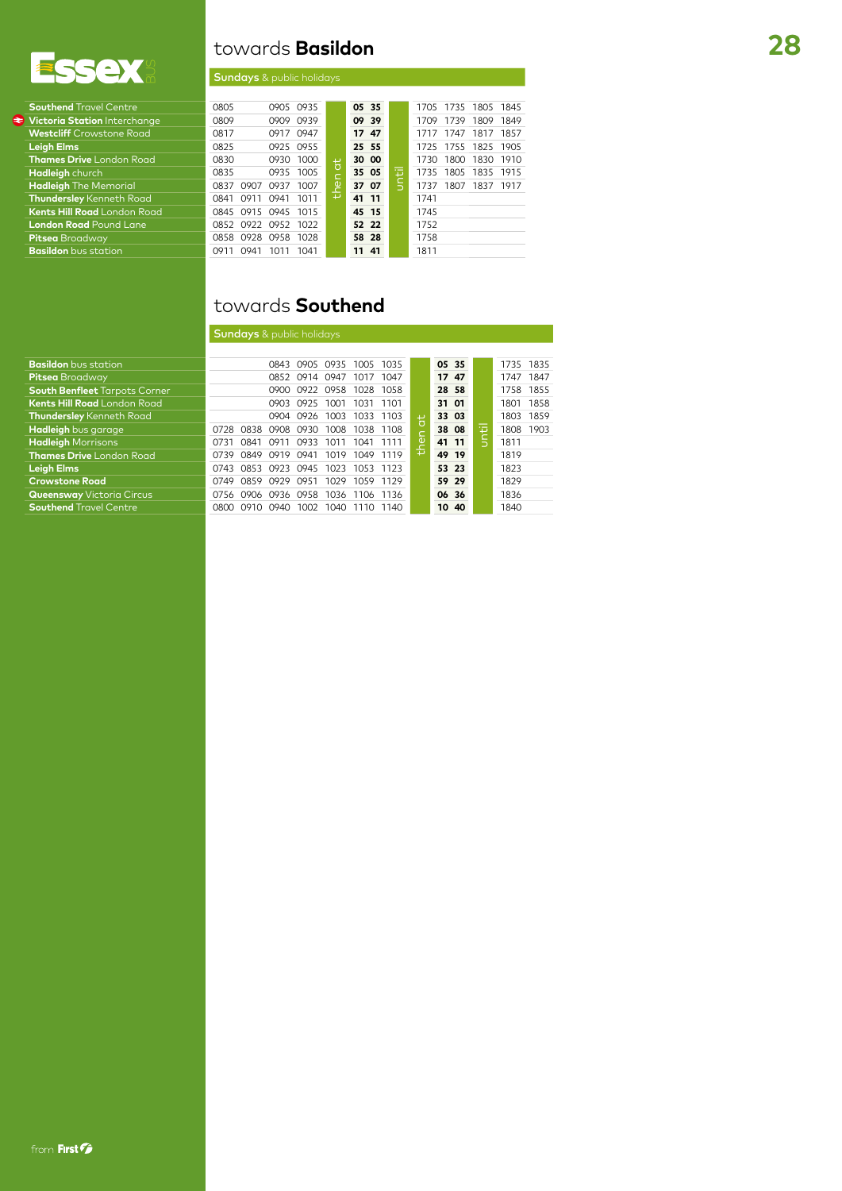# towards **Basildon**

**Sundays** & public holidays

| | | | | | | | | | | | | |
|---|---|---|---|---|---|---|---|---|---|---|---|---|
| **Southend** Travel Centre | 0805 | | 0905 | 0935 | then at | **05** | **35** | until | 1705 | 1735 | 1805 | 1845 |
| **Victoria Station** Interchange | 0809 | | 0909 | 0939 | | **09** | **39** | | 1709 | 1739 | 1809 | 1849 |
| **Westcliff** Crowstone Road | 0817 | | 0917 | 0947 | | **17** | **47** | | 1717 | 1747 | 1817 | 1857 |
| **Leigh Elms** | 0825 | | 0925 | 0955 | | **25** | **55** | | 1725 | 1755 | 1825 | 1905 |
| **Thames Drive** London Road | 0830 | | 0930 | 1000 | | **30** | **00** | | 1730 | 1800 | 1830 | 1910 |
| **Hadleigh** church | 0835 | | 0935 | 1005 | | **35** | **05** | | 1735 | 1805 | 1835 | 1915 |
| **Hadleigh** The Memorial | 0837 | 0907 | 0937 | 1007 | | **37** | **07** | | 1737 | 1807 | 1837 | 1917 |
| **Thundersley** Kenneth Road | 0841 | 0911 | 0941 | 1011 | | **41** | **11** | | 1741 | | | |
| **Kents Hill Road** London Road | 0845 | 0915 | 0945 | 1015 | | **45** | **15** | | 1745 | | | |
| **London Road** Pound Lane | 0852 | 0922 | 0952 | 1022 | | **52** | **22** | | 1752 | | | |
| **Pitsea** Broadway | 0858 | 0928 | 0958 | 1028 | | **58** | **28** | | 1758 | | | |
| **Basildon** bus station | 0911 | 0941 | 1011 | 1041 | | **11** | **41** | | 1811 | | | |

# towards **Southend**

**Sundays** & public holidays

| | | | | | | | | | | | | |
|---|---|---|---|---|---|---|---|---|---|---|---|---|
| **Basildon** bus station | | | 0843 | 0905 | 0935 | 1005 | 1035 | then at | **05** | **35** | until | 1735 | 1835 |
| **Pitsea** Broadway | | | 0852 | 0914 | 0947 | 1017 | 1047 | | **17** | **47** | | 1747 | 1847 |
| **South Benfleet** Tarpots Corner | | | 0900 | 0922 | 0958 | 1028 | 1058 | | **28** | **58** | | 1758 | 1855 |
| **Kents Hill Road** London Road | | | 0903 | 0925 | 1001 | 1031 | 1101 | | **31** | **01** | | 1801 | 1858 |
| **Thundersley** Kenneth Road | | | 0904 | 0926 | 1003 | 1033 | 1103 | | **33** | **03** | | 1803 | 1859 |
| **Hadleigh** bus garage | 0728 | 0838 | 0908 | 0930 | 1008 | 1038 | 1108 | | **38** | **08** | | 1808 | 1903 |
| **Hadleigh** Morrisons | 0731 | 0841 | 0911 | 0933 | 1011 | 1041 | 1111 | | **41** | **11** | | 1811 | |
| **Thames Drive** London Road | 0739 | 0849 | 0919 | 0941 | 1019 | 1049 | 1119 | | **49** | **19** | | 1819 | |
| **Leigh Elms** | 0743 | 0853 | 0923 | 0945 | 1023 | 1053 | 1123 | | **53** | **23** | | 1823 | |
| **Crowstone Road** | 0749 | 0859 | 0929 | 0951 | 1029 | 1059 | 1129 | | **59** | **29** | | 1829 | |
| **Queensway** Victoria Circus | 0756 | 0906 | 0936 | 0958 | 1036 | 1106 | 1136 | | **06** | **36** | | 1836 | |
| **Southend** Travel Centre | 0800 | 0910 | 0940 | 1002 | 1040 | 1110 | 1140 | | **10** | **40** | | 1840 | |

from First